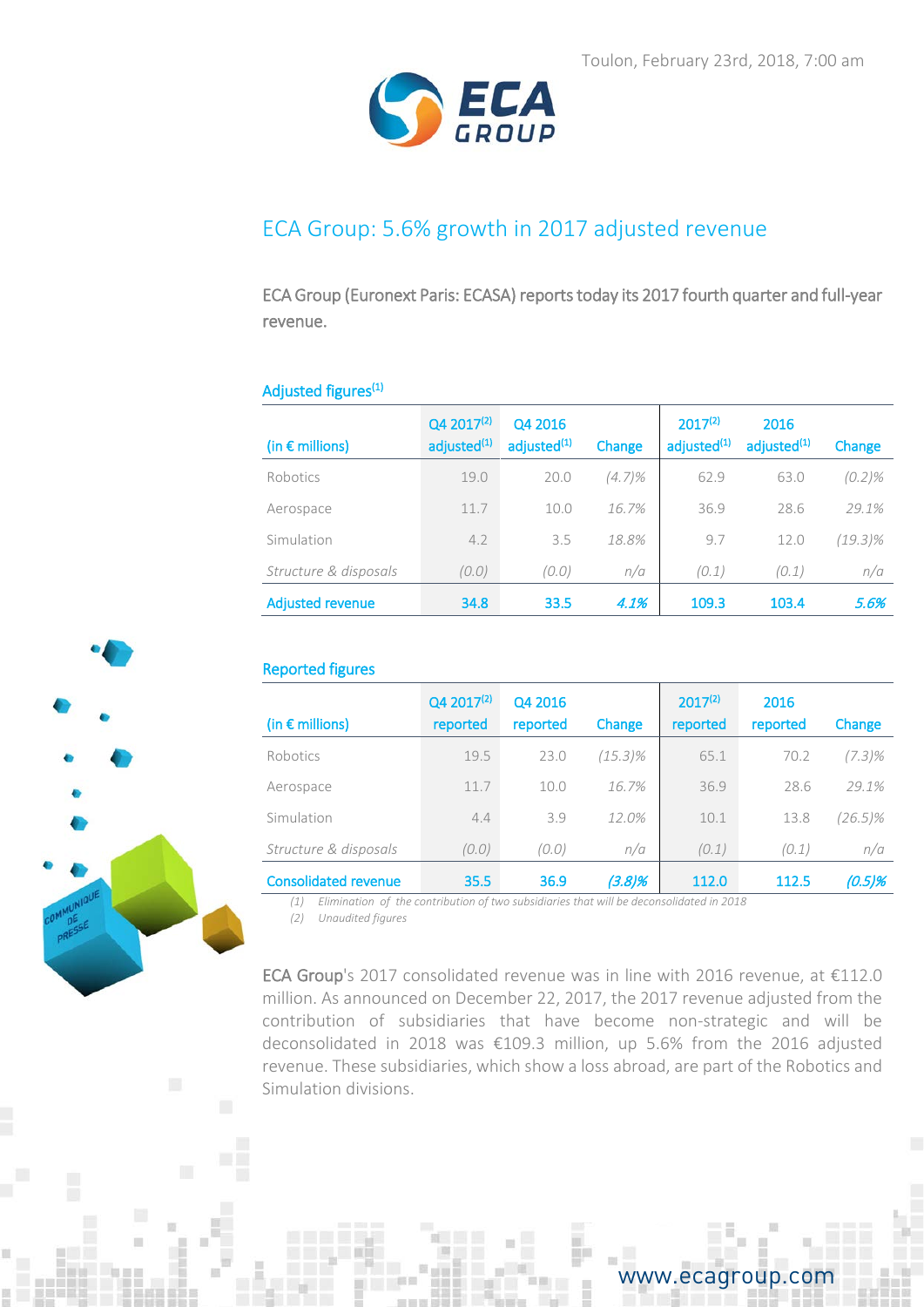Toulon, February 23rd, 2018, 7:00 am

# ECA Group: 5.6% growth in 2017 adjusted revenue

ECA Group (Euronext Paris: ECASA) reports today its 2017 fourth quarter and full-year revenue.

## Adjusted figures[1]

| (in € millions) | Q4 2017[2] adjusted[1] | Q4 2016 adjusted[1] | Change | 2017[2] adjusted[1] | 2016 adjusted[1] | Change |
|---|---|---|---|---|---|---|
| Robotics | 19.0 | 20.0 | *(4.7)%* | 62.9 | 63.0 | *(0.2)%* |
| Aerospace | 11.7 | 10.0 | *16.7%* | 36.9 | 28.6 | *29.1%* |
| Simulation | 4.2 | 3.5 | *18.8%* | 9.7 | 12.0 | *(19.3)%* |
| *Structure & disposals* | *(0.0)* | *(0.0)* | *n/a* | *(0.1)* | *(0.1)* | *n/a* |
| Adjusted revenue | 34.8 | 33.5 | *4.1%* | 109.3 | 103.4 | *5.6%* |

## Reported figures

| (in € millions) | Q4 2017[2] reported | Q4 2016 reported | Change | 2017[2] reported | 2016 reported | Change |
|---|---|---|---|---|---|---|
| Robotics | 19.5 | 23.0 | *(15.3)%* | 65.1 | 70.2 | *(7.3)%* |
| Aerospace | 11.7 | 10.0 | *16.7%* | 36.9 | 28.6 | *29.1%* |
| Simulation | 4.4 | 3.9 | *12.0%* | 10.1 | 13.8 | *(26.5)%* |
| *Structure & disposals* | *(0.0)* | *(0.0)* | *n/a* | *(0.1)* | *(0.1)* | *n/a* |
| Consolidated revenue | 35.5 | 36.9 | *(3.8)%* | 112.0 | 112.5 | *(0.5)%* |

*(1) Elimination of the contribution of two subsidiaries that will be deconsolidated in 2018*
*(2) Unaudited figures*

ECA Group's 2017 consolidated revenue was in line with 2016 revenue, at €112.0 million. As announced on December 22, 2017, the 2017 revenue adjusted from the contribution of subsidiaries that have become non-strategic and will be deconsolidated in 2018 was €109.3 million, up 5.6% from the 2016 adjusted revenue. These subsidiaries, which show a loss abroad, are part of the Robotics and Simulation divisions.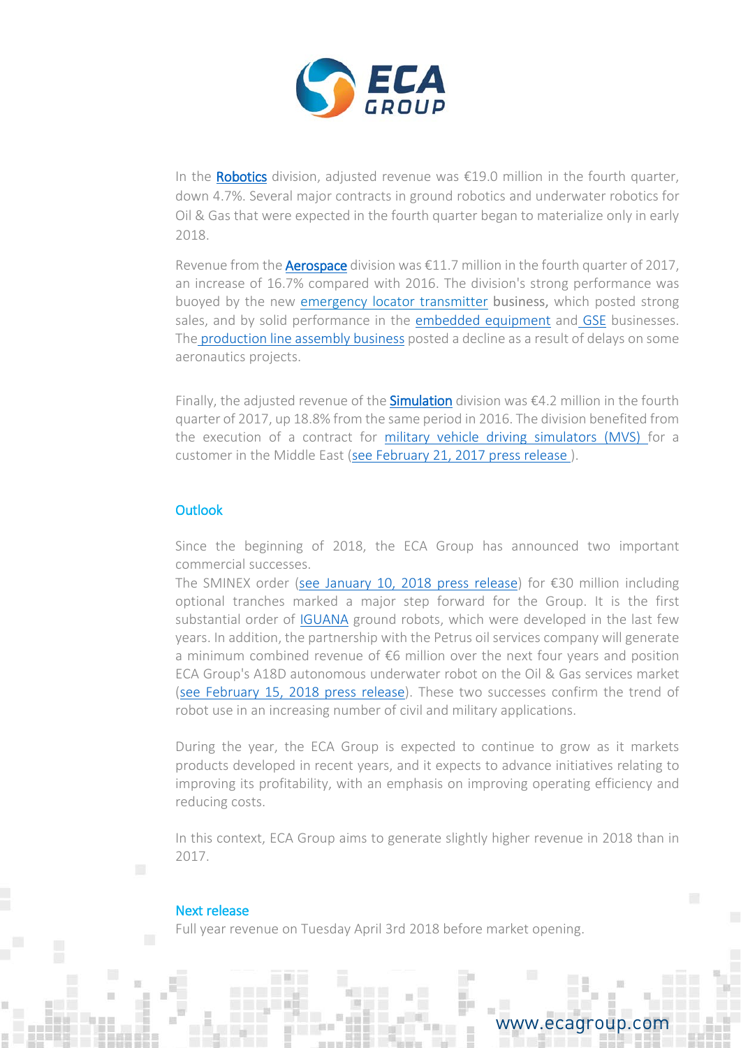In the **Robotics** division, adjusted revenue was €19.0 million in the fourth quarter, down 4.7%. Several major contracts in ground robotics and underwater robotics for Oil & Gas that were expected in the fourth quarter began to materialize only in early 2018.

Revenue from the **Aerospace** division was €11.7 million in the fourth quarter of 2017, an increase of 16.7% compared with 2016. The division's strong performance was buoyed by the new emergency locator transmitter business, which posted strong sales, and by solid performance in the embedded equipment and GSE businesses. The production line assembly business posted a decline as a result of delays on some aeronautics projects.

Finally, the adjusted revenue of the **Simulation** division was €4.2 million in the fourth quarter of 2017, up 18.8% from the same period in 2016. The division benefited from the execution of a contract for military vehicle driving simulators (MVS) for a customer in the Middle East (see February 21, 2017 press release ).

## Outlook

Since the beginning of 2018, the ECA Group has announced two important commercial successes.

The SMINEX order (see January 10, 2018 press release) for €30 million including optional tranches marked a major step forward for the Group. It is the first substantial order of IGUANA ground robots, which were developed in the last few years. In addition, the partnership with the Petrus oil services company will generate a minimum combined revenue of €6 million over the next four years and position ECA Group's A18D autonomous underwater robot on the Oil & Gas services market (see February 15, 2018 press release). These two successes confirm the trend of robot use in an increasing number of civil and military applications.

During the year, the ECA Group is expected to continue to grow as it markets products developed in recent years, and it expects to advance initiatives relating to improving its profitability, with an emphasis on improving operating efficiency and reducing costs.

In this context, ECA Group aims to generate slightly higher revenue in 2018 than in 2017.

## Next release

Full year revenue on Tuesday April 3rd 2018 before market opening.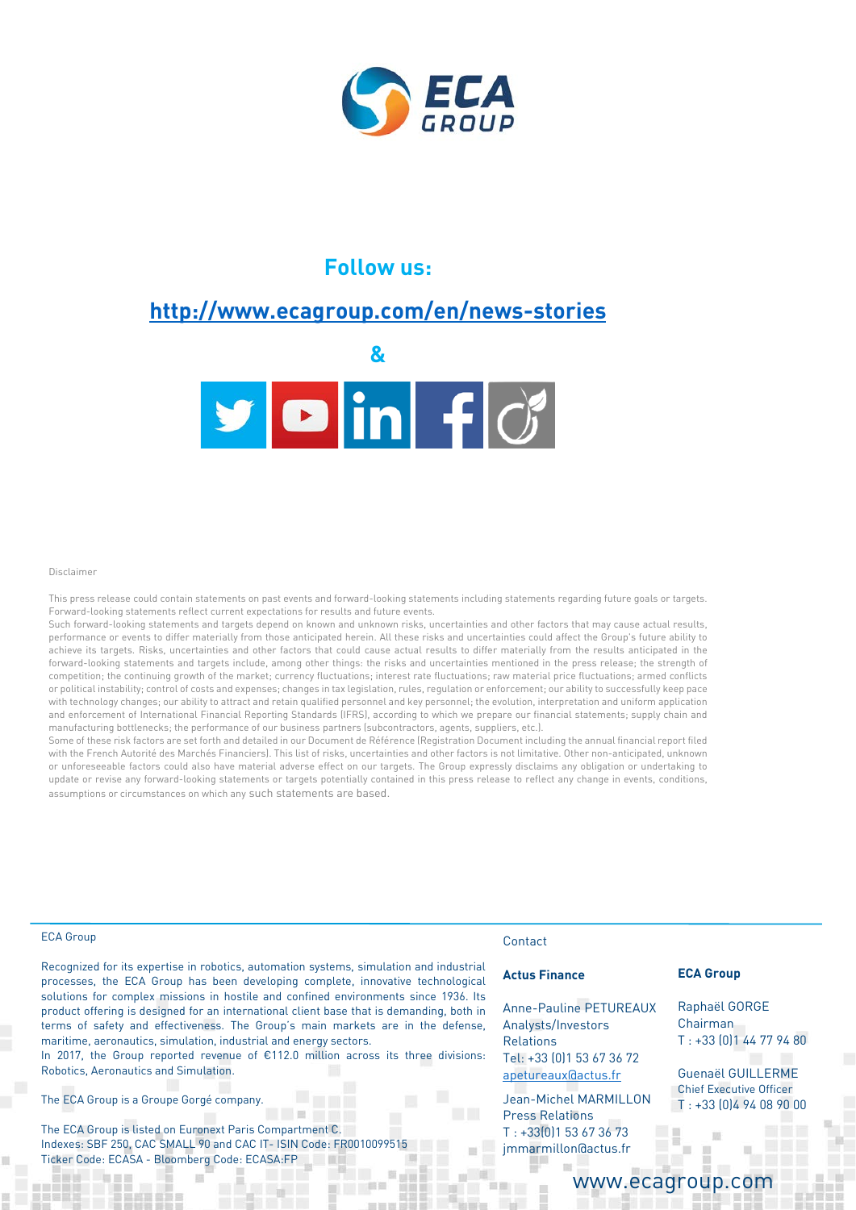## Follow us:

## http://www.ecagroup.com/en/news-stories

**&**

Disclaimer

This press release could contain statements on past events and forward-looking statements including statements regarding future goals or targets. Forward-looking statements reflect current expectations for results and future events.
Such forward-looking statements and targets depend on known and unknown risks, uncertainties and other factors that may cause actual results, performance or events to differ materially from those anticipated herein. All these risks and uncertainties could affect the Group's future ability to achieve its targets. Risks, uncertainties and other factors that could cause actual results to differ materially from the results anticipated in the forward-looking statements and targets include, among other things: the risks and uncertainties mentioned in the press release; the strength of competition; the continuing growth of the market; currency fluctuations; interest rate fluctuations; raw material price fluctuations; armed conflicts or political instability; control of costs and expenses; changes in tax legislation, rules, regulation or enforcement; our ability to successfully keep pace with technology changes; our ability to attract and retain qualified personnel and key personnel; the evolution, interpretation and uniform application and enforcement of International Financial Reporting Standards (IFRS), according to which we prepare our financial statements; supply chain and manufacturing bottlenecks; the performance of our business partners (subcontractors, agents, suppliers, etc.).
Some of these risk factors are set forth and detailed in our Document de Référence (Registration Document including the annual financial report filed with the French Autorité des Marchés Financiers). This list of risks, uncertainties and other factors is not limitative. Other non-anticipated, unknown or unforeseeable factors could also have material adverse effect on our targets. The Group expressly disclaims any obligation or undertaking to update or revise any forward-looking statements or targets potentially contained in this press release to reflect any change in events, conditions, assumptions or circumstances on which any such statements are based.

ECA Group

Recognized for its expertise in robotics, automation systems, simulation and industrial processes, the ECA Group has been developing complete, innovative technological solutions for complex missions in hostile and confined environments since 1936. Its product offering is designed for an international client base that is demanding, both in terms of safety and effectiveness. The Group's main markets are in the defense, maritime, aeronautics, simulation, industrial and energy sectors.
In 2017, the Group reported revenue of €112.0 million across its three divisions: Robotics, Aeronautics and Simulation.

The ECA Group is a Groupe Gorgé company.

The ECA Group is listed on Euronext Paris Compartment C.
Indexes: SBF 250, CAC SMALL 90 and CAC IT- ISIN Code: FR0010099515
Ticker Code: ECASA - Bloomberg Code: ECASA:FP

Contact

**Actus Finance**

Anne-Pauline PETUREAUX
Analysts/Investors Relations
Tel: +33 (0)1 53 67 36 72
apetureaux@actus.fr

Jean-Michel MARMILLON
Press Relations
T : +33(0)1 53 67 36 73
jmmarmillon@actus.fr

**ECA Group**

Raphaël GORGE
Chairman
T : +33 (0)1 44 77 94 80

Guenaël GUILLERME
Chief Executive Officer
T : +33 (0)4 94 08 90 00

www.ecagroup.com